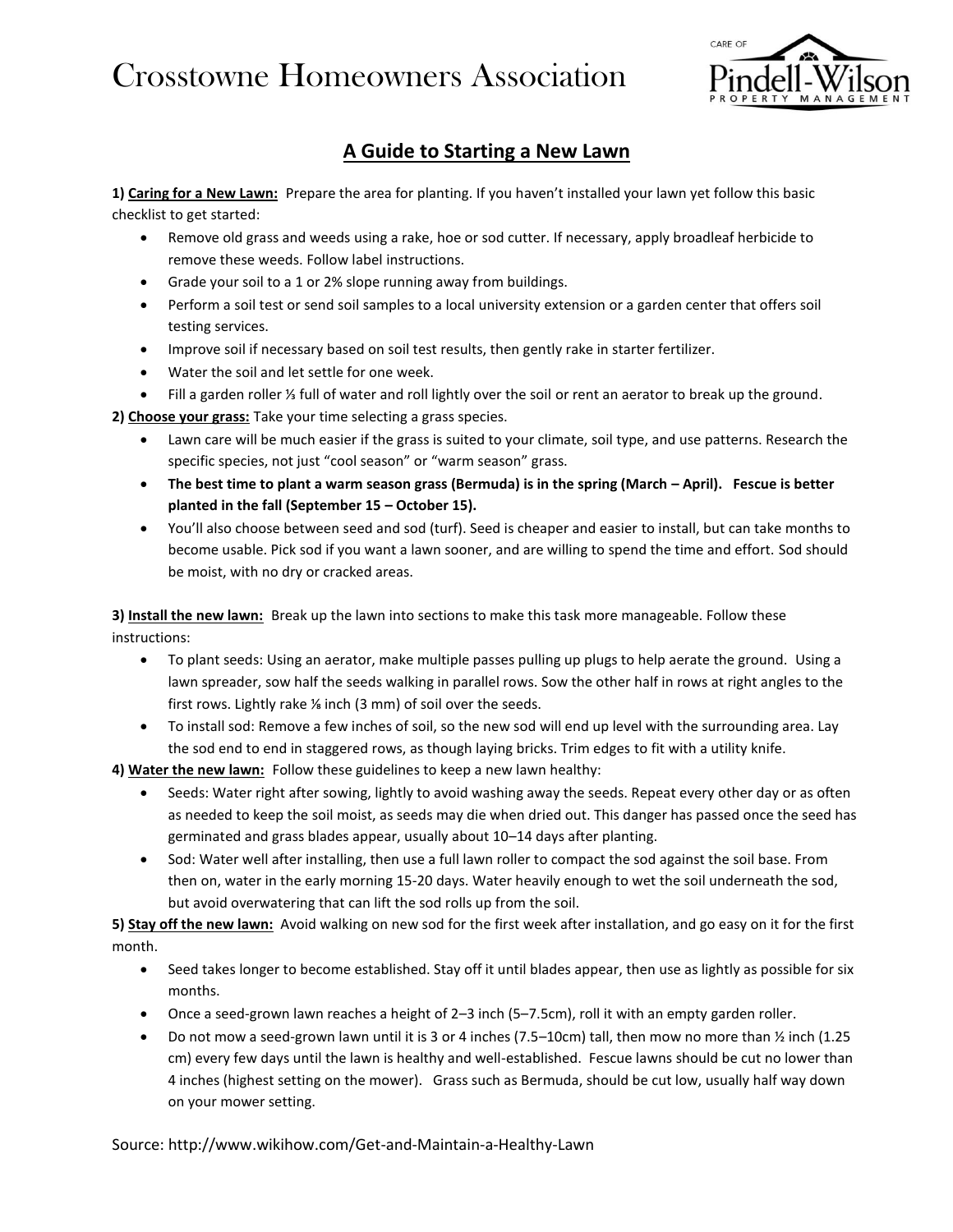# Crosstowne Homeowners Association

CARE OF Pindell-Wilson PROPERTY MANAGEMENT

## A Guide to Starting a New Lawn

**1) Caring for a New Lawn:** Prepare the area for planting. If you haven't installed your lawn yet follow this basic checklist to get started:

- Remove old grass and weeds using a rake, hoe or sod cutter. If necessary, apply broadleaf herbicide to remove these weeds. Follow label instructions.
- Grade your soil to a 1 or 2% slope running away from buildings.
- Perform a soil test or send soil samples to a local university extension or a garden center that offers soil testing services.
- Improve soil if necessary based on soil test results, then gently rake in starter fertilizer.
- Water the soil and let settle for one week.
- Fill a garden roller ⅓ full of water and roll lightly over the soil or rent an aerator to break up the ground.

**2) Choose your grass:** Take your time selecting a grass species.

- Lawn care will be much easier if the grass is suited to your climate, soil type, and use patterns. Research the specific species, not just "cool season" or "warm season" grass.
- **The best time to plant a warm season grass (Bermuda) is in the spring (March – April). Fescue is better planted in the fall (September 15 – October 15).**
- You'll also choose between seed and sod (turf). Seed is cheaper and easier to install, but can take months to become usable. Pick sod if you want a lawn sooner, and are willing to spend the time and effort. Sod should be moist, with no dry or cracked areas.

**3) Install the new lawn:** Break up the lawn into sections to make this task more manageable. Follow these instructions:

- To plant seeds: Using an aerator, make multiple passes pulling up plugs to help aerate the ground. Using a lawn spreader, sow half the seeds walking in parallel rows. Sow the other half in rows at right angles to the first rows. Lightly rake ⅛ inch (3 mm) of soil over the seeds.
- To install sod: Remove a few inches of soil, so the new sod will end up level with the surrounding area. Lay the sod end to end in staggered rows, as though laying bricks. Trim edges to fit with a utility knife.

**4) Water the new lawn:** Follow these guidelines to keep a new lawn healthy:

- Seeds: Water right after sowing, lightly to avoid washing away the seeds. Repeat every other day or as often as needed to keep the soil moist, as seeds may die when dried out. This danger has passed once the seed has germinated and grass blades appear, usually about 10–14 days after planting.
- Sod: Water well after installing, then use a full lawn roller to compact the sod against the soil base. From then on, water in the early morning 15-20 days. Water heavily enough to wet the soil underneath the sod, but avoid overwatering that can lift the sod rolls up from the soil.

**5) Stay off the new lawn:** Avoid walking on new sod for the first week after installation, and go easy on it for the first month.

- Seed takes longer to become established. Stay off it until blades appear, then use as lightly as possible for six months.
- Once a seed-grown lawn reaches a height of 2–3 inch (5–7.5cm), roll it with an empty garden roller.
- Do not mow a seed-grown lawn until it is 3 or 4 inches (7.5–10cm) tall, then mow no more than ½ inch (1.25 cm) every few days until the lawn is healthy and well-established. Fescue lawns should be cut no lower than 4 inches (highest setting on the mower). Grass such as Bermuda, should be cut low, usually half way down on your mower setting.

Source: http://www.wikihow.com/Get-and-Maintain-a-Healthy-Lawn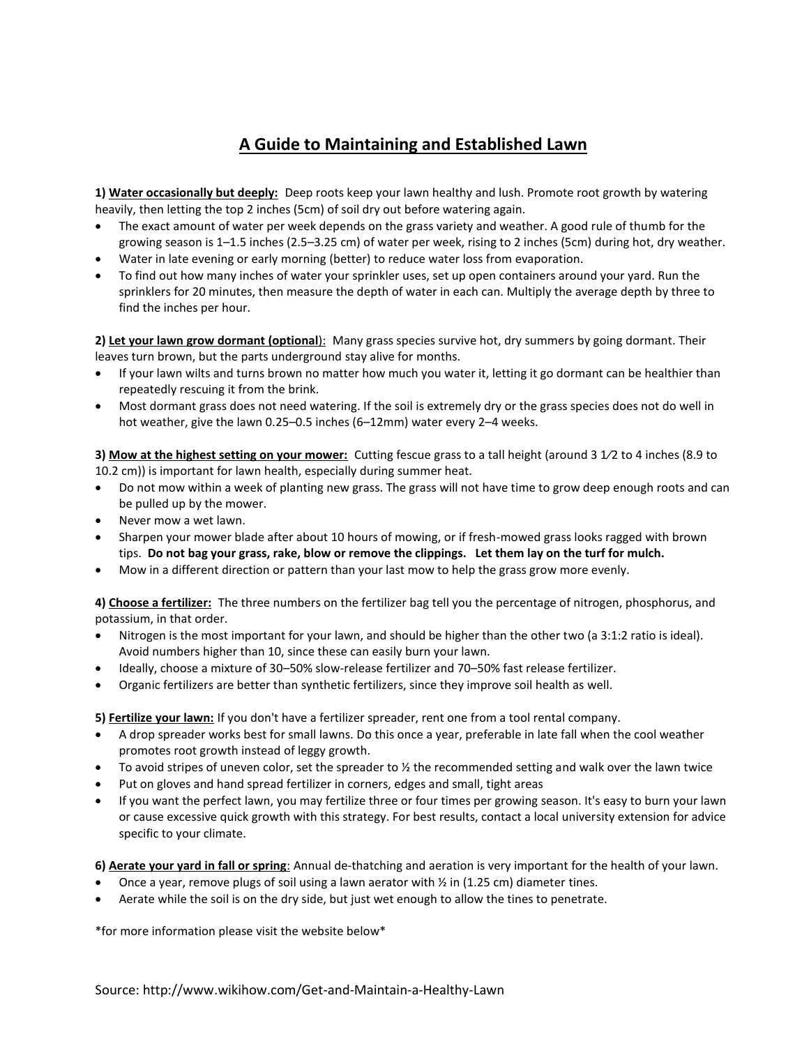# A Guide to Maintaining and Established Lawn

**1) Water occasionally but deeply:** Deep roots keep your lawn healthy and lush. Promote root growth by watering heavily, then letting the top 2 inches (5cm) of soil dry out before watering again.

- The exact amount of water per week depends on the grass variety and weather. A good rule of thumb for the growing season is 1–1.5 inches (2.5–3.25 cm) of water per week, rising to 2 inches (5cm) during hot, dry weather.
- Water in late evening or early morning (better) to reduce water loss from evaporation.
- To find out how many inches of water your sprinkler uses, set up open containers around your yard. Run the sprinklers for 20 minutes, then measure the depth of water in each can. Multiply the average depth by three to find the inches per hour.

**2) Let your lawn grow dormant (optional):** Many grass species survive hot, dry summers by going dormant. Their leaves turn brown, but the parts underground stay alive for months.

- If your lawn wilts and turns brown no matter how much you water it, letting it go dormant can be healthier than repeatedly rescuing it from the brink.
- Most dormant grass does not need watering. If the soil is extremely dry or the grass species does not do well in hot weather, give the lawn 0.25–0.5 inches (6–12mm) water every 2–4 weeks.

**3) Mow at the highest setting on your mower:** Cutting fescue grass to a tall height (around 3 1⁄2 to 4 inches (8.9 to 10.2 cm)) is important for lawn health, especially during summer heat.

- Do not mow within a week of planting new grass. The grass will not have time to grow deep enough roots and can be pulled up by the mower.
- Never mow a wet lawn.
- Sharpen your mower blade after about 10 hours of mowing, or if fresh-mowed grass looks ragged with brown tips. **Do not bag your grass, rake, blow or remove the clippings. Let them lay on the turf for mulch.**
- Mow in a different direction or pattern than your last mow to help the grass grow more evenly.

**4) Choose a fertilizer:** The three numbers on the fertilizer bag tell you the percentage of nitrogen, phosphorus, and potassium, in that order.

- Nitrogen is the most important for your lawn, and should be higher than the other two (a 3:1:2 ratio is ideal). Avoid numbers higher than 10, since these can easily burn your lawn.
- Ideally, choose a mixture of 30–50% slow-release fertilizer and 70–50% fast release fertilizer.
- Organic fertilizers are better than synthetic fertilizers, since they improve soil health as well.

**5) Fertilize your lawn:** If you don't have a fertilizer spreader, rent one from a tool rental company.

- A drop spreader works best for small lawns. Do this once a year, preferable in late fall when the cool weather promotes root growth instead of leggy growth.
- To avoid stripes of uneven color, set the spreader to ½ the recommended setting and walk over the lawn twice
- Put on gloves and hand spread fertilizer in corners, edges and small, tight areas
- If you want the perfect lawn, you may fertilize three or four times per growing season. It's easy to burn your lawn or cause excessive quick growth with this strategy. For best results, contact a local university extension for advice specific to your climate.

**6) Aerate your yard in fall or spring:** Annual de-thatching and aeration is very important for the health of your lawn.

- Once a year, remove plugs of soil using a lawn aerator with ½ in (1.25 cm) diameter tines.
- Aerate while the soil is on the dry side, but just wet enough to allow the tines to penetrate.

*for more information please visit the website below*

Source: http://www.wikihow.com/Get-and-Maintain-a-Healthy-Lawn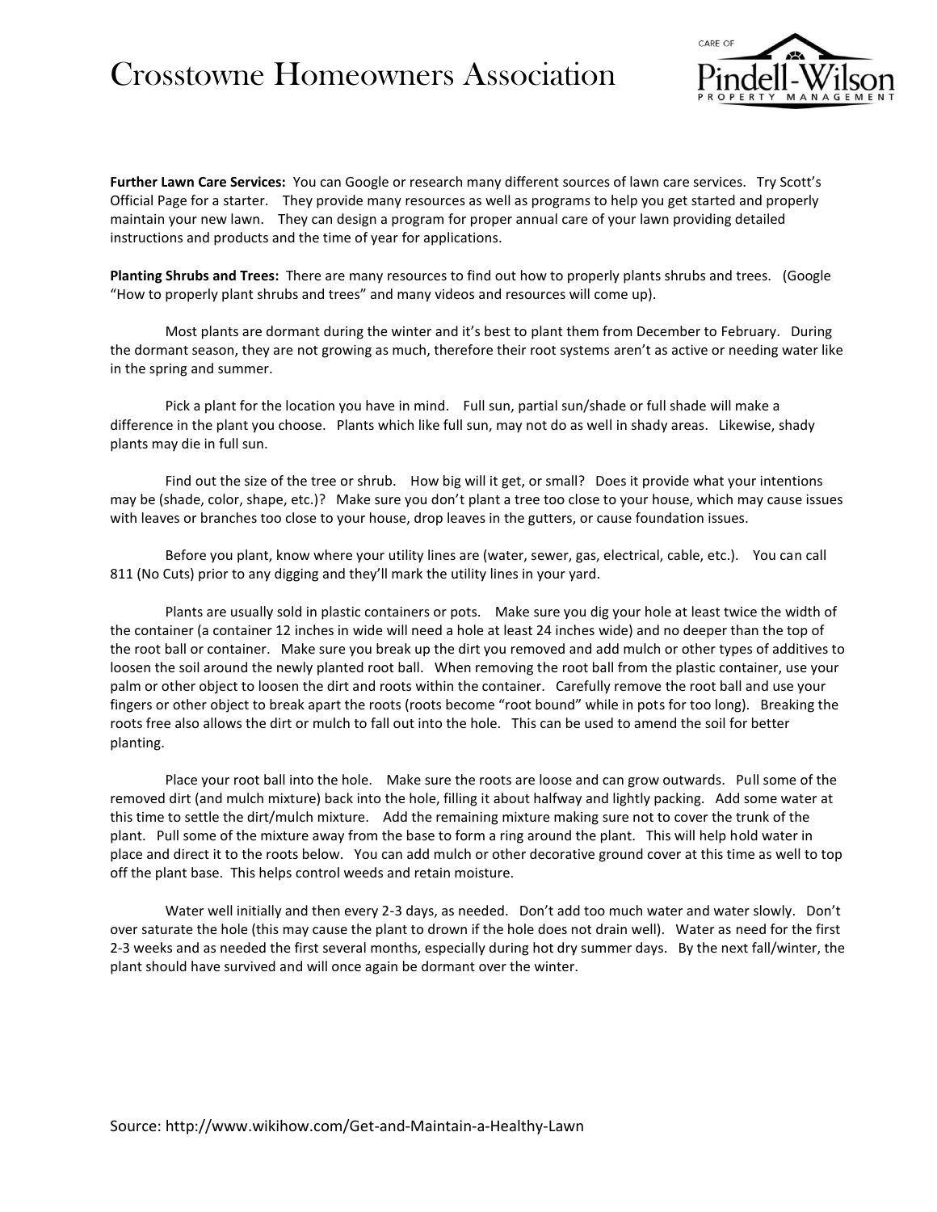# Crosstowne Homeowners Association

**Further Lawn Care Services:** You can Google or research many different sources of lawn care services. Try Scott's Official Page for a starter. They provide many resources as well as programs to help you get started and properly maintain your new lawn. They can design a program for proper annual care of your lawn providing detailed instructions and products and the time of year for applications.

**Planting Shrubs and Trees:** There are many resources to find out how to properly plants shrubs and trees. (Google "How to properly plant shrubs and trees" and many videos and resources will come up).

Most plants are dormant during the winter and it's best to plant them from December to February. During the dormant season, they are not growing as much, therefore their root systems aren't as active or needing water like in the spring and summer.

Pick a plant for the location you have in mind. Full sun, partial sun/shade or full shade will make a difference in the plant you choose. Plants which like full sun, may not do as well in shady areas. Likewise, shady plants may die in full sun.

Find out the size of the tree or shrub. How big will it get, or small? Does it provide what your intentions may be (shade, color, shape, etc.)? Make sure you don't plant a tree too close to your house, which may cause issues with leaves or branches too close to your house, drop leaves in the gutters, or cause foundation issues.

Before you plant, know where your utility lines are (water, sewer, gas, electrical, cable, etc.). You can call 811 (No Cuts) prior to any digging and they'll mark the utility lines in your yard.

Plants are usually sold in plastic containers or pots. Make sure you dig your hole at least twice the width of the container (a container 12 inches in wide will need a hole at least 24 inches wide) and no deeper than the top of the root ball or container. Make sure you break up the dirt you removed and add mulch or other types of additives to loosen the soil around the newly planted root ball. When removing the root ball from the plastic container, use your palm or other object to loosen the dirt and roots within the container. Carefully remove the root ball and use your fingers or other object to break apart the roots (roots become "root bound" while in pots for too long). Breaking the roots free also allows the dirt or mulch to fall out into the hole. This can be used to amend the soil for better planting.

Place your root ball into the hole. Make sure the roots are loose and can grow outwards. Pull some of the removed dirt (and mulch mixture) back into the hole, filling it about halfway and lightly packing. Add some water at this time to settle the dirt/mulch mixture. Add the remaining mixture making sure not to cover the trunk of the plant. Pull some of the mixture away from the base to form a ring around the plant. This will help hold water in place and direct it to the roots below. You can add mulch or other decorative ground cover at this time as well to top off the plant base. This helps control weeds and retain moisture.

Water well initially and then every 2-3 days, as needed. Don't add too much water and water slowly. Don't over saturate the hole (this may cause the plant to drown if the hole does not drain well). Water as need for the first 2-3 weeks and as needed the first several months, especially during hot dry summer days. By the next fall/winter, the plant should have survived and will once again be dormant over the winter.

Source: http://www.wikihow.com/Get-and-Maintain-a-Healthy-Lawn